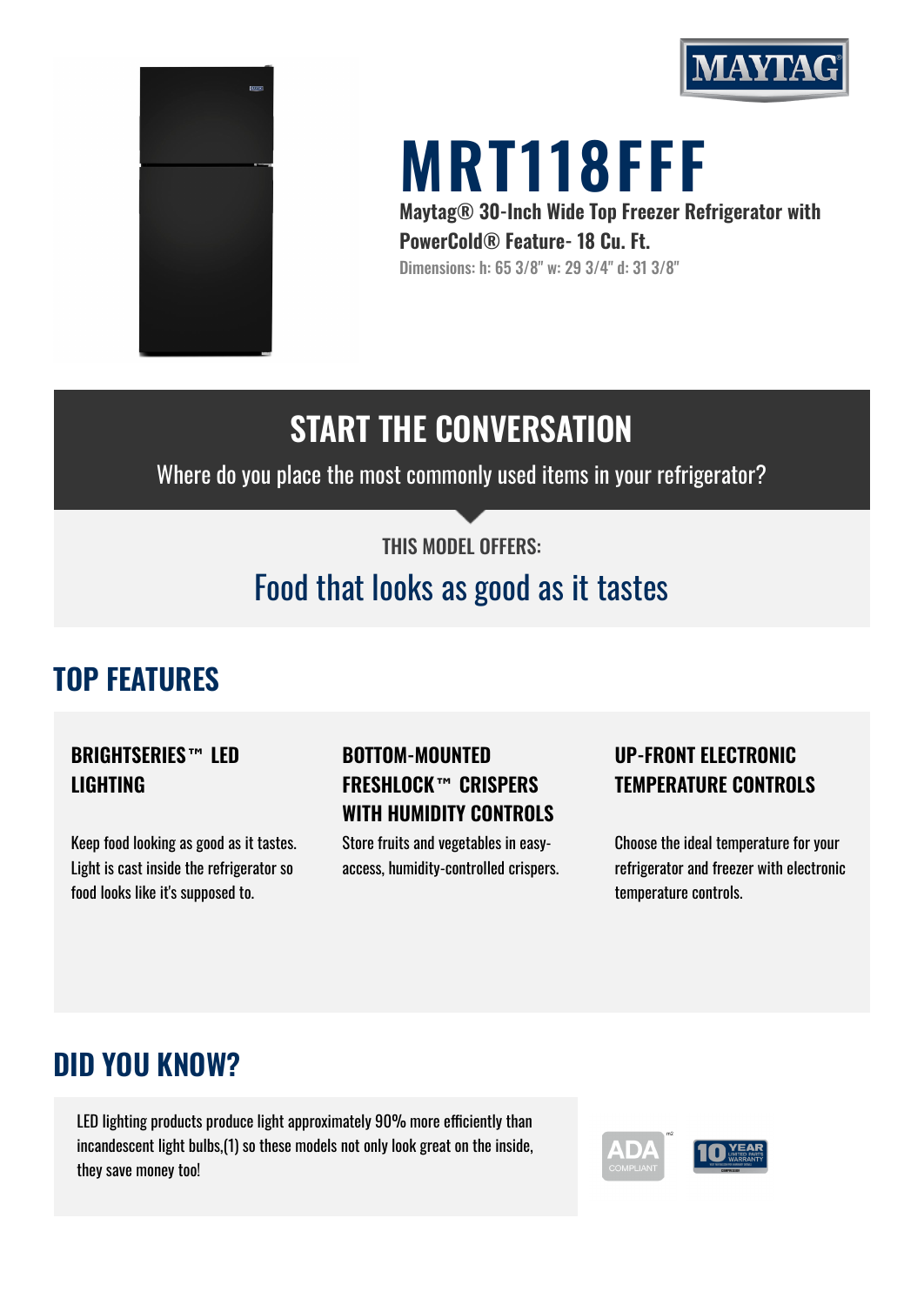# MRT118FFF

**Maytag® 30-Inch Wide Top Freezer Refrigerator with PowerCold® Feature- 18 Cu. Ft.**

Dimensions: h: 65 3/8" w: 29 3/4" d: 31 3/8"

## START THE CONVERSATION

Where do you place the most commonly used items in your refrigerator?

THIS MODEL OFFERS:

Food that looks as good as it tastes

## TOP FEATURES

### BRIGHTSERIES™ LED LIGHTING

Keep food looking as good as it tastes. Light is cast inside the refrigerator so food looks like it's supposed to.

### BOTTOM-MOUNTED FRESHLOCK™ CRISPERS WITH HUMIDITY CONTROLS

Store fruits and vegetables in easy-access, humidity-controlled crispers.

### UP-FRONT ELECTRONIC TEMPERATURE CONTROLS

Choose the ideal temperature for your refrigerator and freezer with electronic temperature controls.

## DID YOU KNOW?

LED lighting products produce light approximately 90% more efficiently than incandescent light bulbs,(1) so these models not only look great on the inside, they save money too!

ADA COMPLIANT

10 YEAR LIMITED PARTS WARRANTY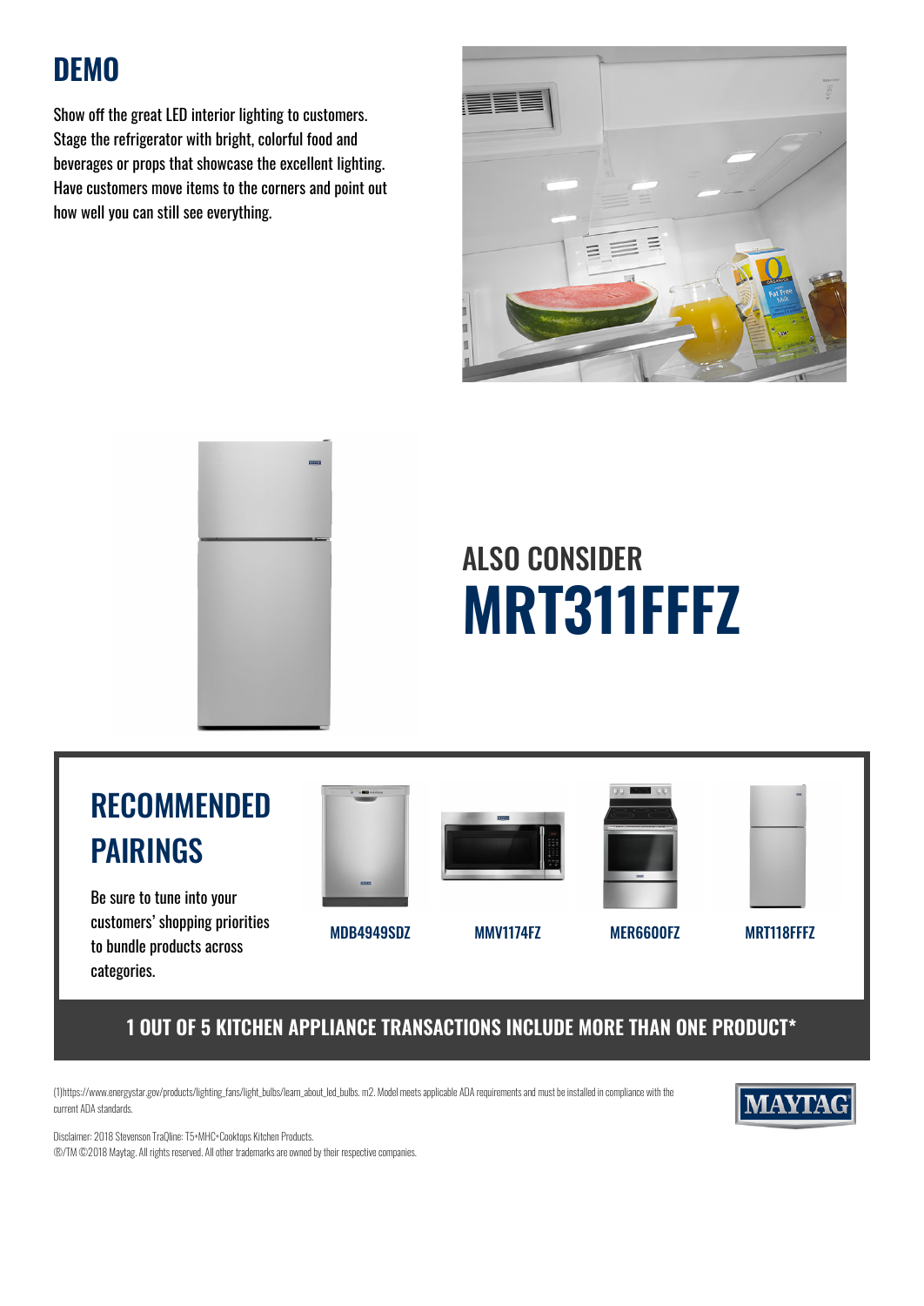## DEMO

Show off the great LED interior lighting to customers. Stage the refrigerator with bright, colorful food and beverages or props that showcase the excellent lighting. Have customers move items to the corners and point out how well you can still see everything.

## ALSO CONSIDER
# MRT311FFFZ

## RECOMMENDED PAIRINGS

Be sure to tune into your customers' shopping priorities to bundle products across categories.

MDB4949SDZ

MMV1174FZ

MER6600FZ

MRT118FFFZ

**1 OUT OF 5 KITCHEN APPLIANCE TRANSACTIONS INCLUDE MORE THAN ONE PRODUCT***

(1)https://www.energystar.gov/products/lighting_fans/light_bulbs/learn_about_led_bulbs. m2. Model meets applicable ADA requirements and must be installed in compliance with the current ADA standards.

Disclaimer: 2018 Stevenson TraQline: T5+MHC+Cooktops Kitchen Products.

®/TM ©2018 Maytag. All rights reserved. All other trademarks are owned by their respective companies.

MAYTAG